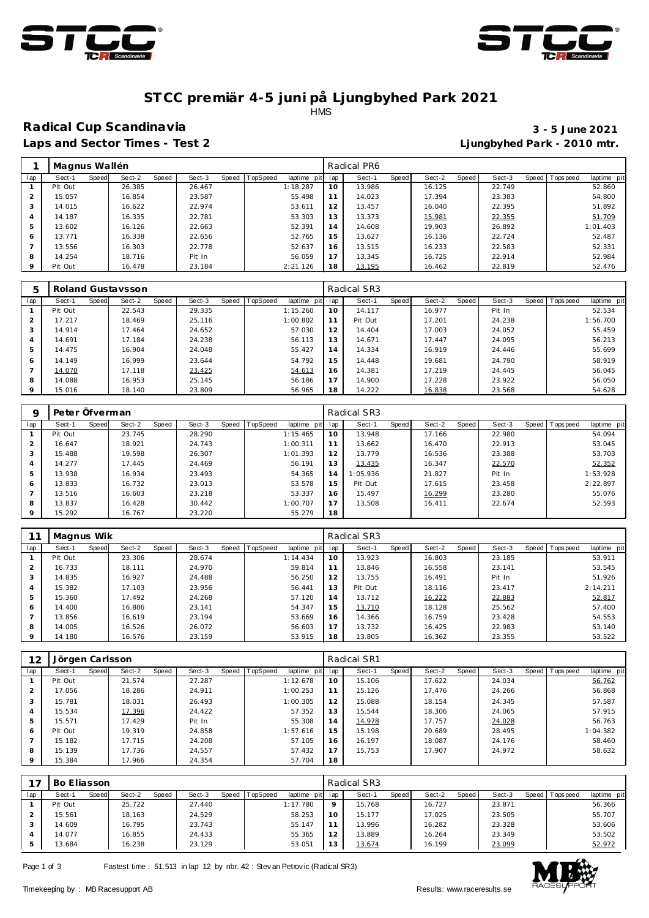# STCC premiär 4-5 juni på Ljungbyhed Park 2021

HMS

## Radical Cup Scandinavia

**3 - 5 June 2021**

### Laps and Sector Times - Test 2

**Ljungbyhed Park - 2010 mtr.**

| 1 | Magnus Wallén | | | | | | | | | Radical PR6 | | | | | | | | |
|---|---|---|---|---|---|---|---|---|---|---|---|---|---|---|---|---|---|---|
| lap | Sect-1 | Speed | Sect-2 | Speed | Sect-3 | Speed | TopSpeed | laptime pit | lap | Sect-1 | Speed | Sect-2 | Speed | Sect-3 | Speed | Topspeed | laptime pit |
| 1 | Pit Out | | 26.385 | | 26.467 | | | 1:18.287 | 10 | 13.986 | | 16.125 | | 22.749 | | | 52.860 |
| 2 | 15.057 | | 16.854 | | 23.587 | | | 55.498 | 11 | 14.023 | | 17.394 | | 23.383 | | | 54.800 |
| 3 | 14.015 | | 16.622 | | 22.974 | | | 53.611 | 12 | 13.457 | | 16.040 | | 22.395 | | | 51.892 |
| 4 | 14.187 | | 16.335 | | 22.781 | | | 53.303 | 13 | 13.373 | | 15.981 | | 22.355 | | | 51.709 |
| 5 | 13.602 | | 16.126 | | 22.663 | | | 52.391 | 14 | 14.608 | | 19.903 | | 26.892 | | | 1:01.403 |
| 6 | 13.771 | | 16.338 | | 22.656 | | | 52.765 | 15 | 13.627 | | 16.136 | | 22.724 | | | 52.487 |
| 7 | 13.556 | | 16.303 | | 22.778 | | | 52.637 | 16 | 13.515 | | 16.233 | | 22.583 | | | 52.331 |
| 8 | 14.254 | | 18.716 | | Pit In | | | 56.059 | 17 | 13.345 | | 16.725 | | 22.914 | | | 52.984 |
| 9 | Pit Out | | 16.478 | | 23.184 | | | 2:21.126 | 18 | 13.195 | | 16.462 | | 22.819 | | | 52.476 |

| 5 | Roland Gustavsson | | | | | | | | | Radical SR3 | | | | | | | | |
|---|---|---|---|---|---|---|---|---|---|---|---|---|---|---|---|---|---|---|
| lap | Sect-1 | Speed | Sect-2 | Speed | Sect-3 | Speed | TopSpeed | laptime pit | lap | Sect-1 | Speed | Sect-2 | Speed | Sect-3 | Speed | Topspeed | laptime pit |
| 1 | Pit Out | | 22.543 | | 29.335 | | | 1:15.260 | 10 | 14.117 | | 16.977 | | Pit In | | | 52.534 |
| 2 | 17.217 | | 18.469 | | 25.116 | | | 1:00.802 | 11 | Pit Out | | 17.201 | | 24.238 | | | 1:56.700 |
| 3 | 14.914 | | 17.464 | | 24.652 | | | 57.030 | 12 | 14.404 | | 17.003 | | 24.052 | | | 55.459 |
| 4 | 14.691 | | 17.184 | | 24.238 | | | 56.113 | 13 | 14.671 | | 17.447 | | 24.095 | | | 56.213 |
| 5 | 14.475 | | 16.904 | | 24.048 | | | 55.427 | 14 | 14.334 | | 16.919 | | 24.446 | | | 55.699 |
| 6 | 14.149 | | 16.999 | | 23.644 | | | 54.792 | 15 | 14.448 | | 19.681 | | 24.790 | | | 58.919 |
| 7 | 14.070 | | 17.118 | | 23.425 | | | 54.613 | 16 | 14.381 | | 17.219 | | 24.445 | | | 56.045 |
| 8 | 14.088 | | 16.953 | | 25.145 | | | 56.186 | 17 | 14.900 | | 17.228 | | 23.922 | | | 56.050 |
| 9 | 15.016 | | 18.140 | | 23.809 | | | 56.965 | 18 | 14.222 | | 16.838 | | 23.568 | | | 54.628 |

| 9 | Peter Öfverman | | | | | | | | | Radical SR3 | | | | | | | | |
|---|---|---|---|---|---|---|---|---|---|---|---|---|---|---|---|---|---|---|
| lap | Sect-1 | Speed | Sect-2 | Speed | Sect-3 | Speed | TopSpeed | laptime pit | lap | Sect-1 | Speed | Sect-2 | Speed | Sect-3 | Speed | Topspeed | laptime pit |
| 1 | Pit Out | | 23.745 | | 28.290 | | | 1:15.465 | 10 | 13.948 | | 17.166 | | 22.980 | | | 54.094 |
| 2 | 16.647 | | 18.921 | | 24.743 | | | 1:00.311 | 11 | 13.662 | | 16.470 | | 22.913 | | | 53.045 |
| 3 | 15.488 | | 19.598 | | 26.307 | | | 1:01.393 | 12 | 13.779 | | 16.536 | | 23.388 | | | 53.703 |
| 4 | 14.277 | | 17.445 | | 24.469 | | | 56.191 | 13 | 13.435 | | 16.347 | | 22.570 | | | 52.352 |
| 5 | 13.938 | | 16.934 | | 23.493 | | | 54.365 | 14 | 1:05.936 | | 21.827 | | Pit In | | | 1:53.928 |
| 6 | 13.833 | | 16.732 | | 23.013 | | | 53.578 | 15 | Pit Out | | 17.615 | | 23.458 | | | 2:22.897 |
| 7 | 13.516 | | 16.603 | | 23.218 | | | 53.337 | 16 | 15.497 | | 16.299 | | 23.280 | | | 55.076 |
| 8 | 13.837 | | 16.428 | | 30.442 | | | 1:00.707 | 17 | 13.508 | | 16.411 | | 22.674 | | | 52.593 |
| 9 | 15.292 | | 16.767 | | 23.220 | | | 55.279 | 18 | | | | | | | | |

| 11 | Magnus Wik | | | | | | | | | Radical SR3 | | | | | | | | |
|---|---|---|---|---|---|---|---|---|---|---|---|---|---|---|---|---|---|---|
| lap | Sect-1 | Speed | Sect-2 | Speed | Sect-3 | Speed | TopSpeed | laptime pit | lap | Sect-1 | Speed | Sect-2 | Speed | Sect-3 | Speed | Topspeed | laptime pit |
| 1 | Pit Out | | 23.306 | | 28.674 | | | 1:14.434 | 10 | 13.923 | | 16.803 | | 23.185 | | | 53.911 |
| 2 | 16.733 | | 18.111 | | 24.970 | | | 59.814 | 11 | 13.846 | | 16.558 | | 23.141 | | | 53.545 |
| 3 | 14.835 | | 16.927 | | 24.488 | | | 56.250 | 12 | 13.755 | | 16.491 | | Pit In | | | 51.926 |
| 4 | 15.382 | | 17.103 | | 23.956 | | | 56.441 | 13 | Pit Out | | 18.116 | | 23.417 | | | 2:14.211 |
| 5 | 15.360 | | 17.492 | | 24.268 | | | 57.120 | 14 | 13.712 | | 16.222 | | 22.883 | | | 52.817 |
| 6 | 14.400 | | 16.806 | | 23.141 | | | 54.347 | 15 | 13.710 | | 18.128 | | 25.562 | | | 57.400 |
| 7 | 13.856 | | 16.619 | | 23.194 | | | 53.669 | 16 | 14.366 | | 16.759 | | 23.428 | | | 54.553 |
| 8 | 14.005 | | 16.526 | | 26.072 | | | 56.603 | 17 | 13.732 | | 16.425 | | 22.983 | | | 53.140 |
| 9 | 14.180 | | 16.576 | | 23.159 | | | 53.915 | 18 | 13.805 | | 16.362 | | 23.355 | | | 53.522 |

| 12 | Jörgen Carlsson | | | | | | | | | Radical SR1 | | | | | | | | |
|---|---|---|---|---|---|---|---|---|---|---|---|---|---|---|---|---|---|---|
| lap | Sect-1 | Speed | Sect-2 | Speed | Sect-3 | Speed | TopSpeed | laptime pit | lap | Sect-1 | Speed | Sect-2 | Speed | Sect-3 | Speed | Topspeed | laptime pit |
| 1 | Pit Out | | 21.574 | | 27.287 | | | 1:12.678 | 10 | 15.106 | | 17.622 | | 24.034 | | | 56.762 |
| 2 | 17.056 | | 18.286 | | 24.911 | | | 1:00.253 | 11 | 15.126 | | 17.476 | | 24.266 | | | 56.868 |
| 3 | 15.781 | | 18.031 | | 26.493 | | | 1:00.305 | 12 | 15.088 | | 18.154 | | 24.345 | | | 57.587 |
| 4 | 15.534 | | 17.396 | | 24.422 | | | 57.352 | 13 | 15.544 | | 18.306 | | 24.065 | | | 57.915 |
| 5 | 15.571 | | 17.429 | | Pit In | | | 55.308 | 14 | 14.978 | | 17.757 | | 24.028 | | | 56.763 |
| 6 | Pit Out | | 19.319 | | 24.858 | | | 1:57.616 | 15 | 15.198 | | 20.689 | | 28.495 | | | 1:04.382 |
| 7 | 15.182 | | 17.715 | | 24.208 | | | 57.105 | 16 | 16.197 | | 18.087 | | 24.176 | | | 58.460 |
| 8 | 15.139 | | 17.736 | | 24.557 | | | 57.432 | 17 | 15.753 | | 17.907 | | 24.972 | | | 58.632 |
| 9 | 15.384 | | 17.966 | | 24.354 | | | 57.704 | 18 | | | | | | | | |

| 17 | Bo Eliasson | | | | | | | | | Radical SR3 | | | | | | | | |
|---|---|---|---|---|---|---|---|---|---|---|---|---|---|---|---|---|---|---|
| lap | Sect-1 | Speed | Sect-2 | Speed | Sect-3 | Speed | TopSpeed | laptime pit | lap | Sect-1 | Speed | Sect-2 | Speed | Sect-3 | Speed | Topspeed | laptime pit |
| 1 | Pit Out | | 25.722 | | 27.440 | | | 1:17.780 | 9 | 15.768 | | 16.727 | | 23.871 | | | 56.366 |
| 2 | 15.561 | | 18.163 | | 24.529 | | | 58.253 | 10 | 15.177 | | 17.025 | | 23.505 | | | 55.707 |
| 3 | 14.609 | | 16.795 | | 23.743 | | | 55.147 | 11 | 13.996 | | 16.282 | | 23.328 | | | 53.606 |
| 4 | 14.077 | | 16.855 | | 24.433 | | | 55.365 | 12 | 13.889 | | 16.264 | | 23.349 | | | 53.502 |
| 5 | 13.684 | | 16.238 | | 23.129 | | | 53.051 | 13 | 13.674 | | 16.199 | | 23.099 | | | 52.972 |

Fastest time : 51.513 in lap 12 by nbr. 42 : Stevan Petrovic (Radical SR3)

Timekeeping by : MB Racesupport AB

Results: www.raceresults.se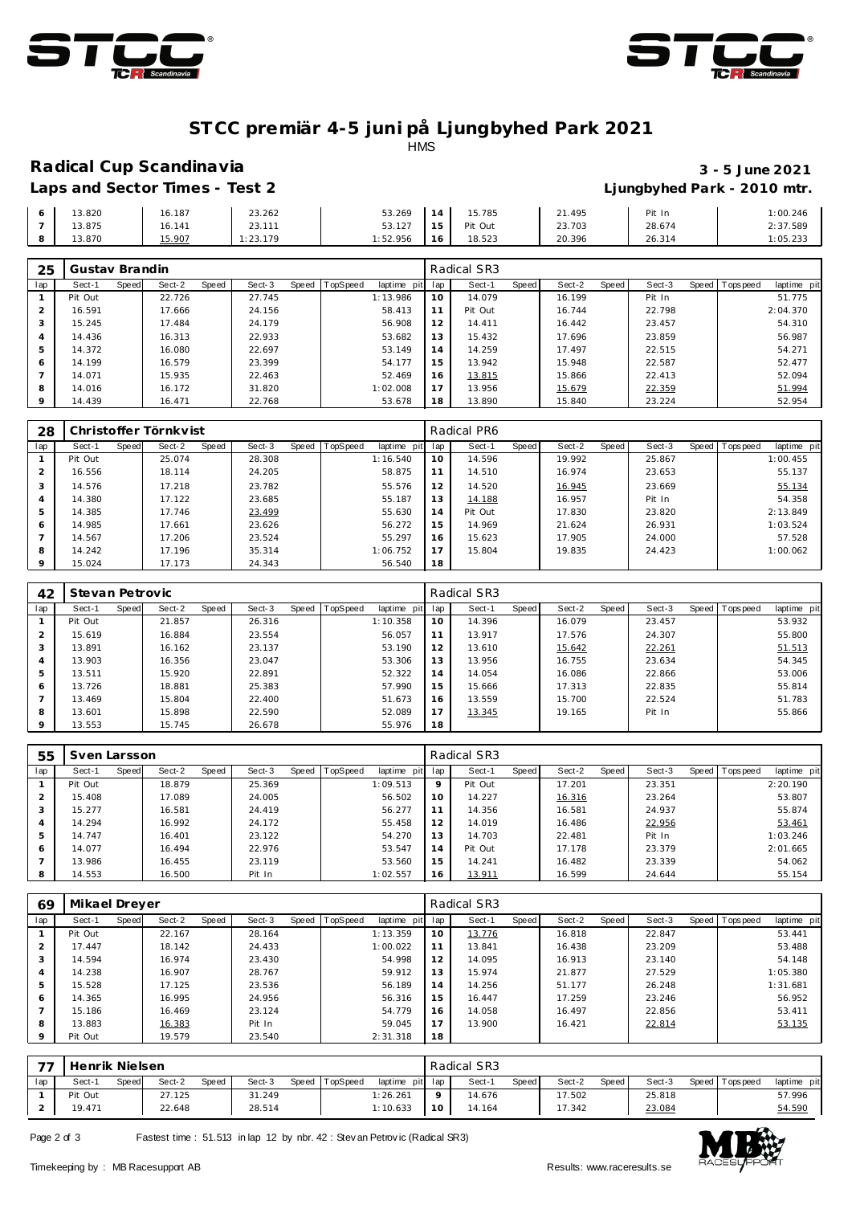# STCC premiär 4-5 juni på Ljungbyhed Park 2021

HMS

## Radical Cup Scandinavia

**3 - 5 June 2021**

**Laps and Sector Times - Test 2**

**Ljungbyhed Park - 2010 mtr.**

| 6 | 13.820 | 16.187 | 23.262 | 53.269 | 14 | 15.785 | 21.495 | Pit In | 1:00.246 |
|---|---|---|---|---|---|---|---|---|---|
| 7 | 13.875 | 16.141 | 23.111 | 53.127 | 15 | Pit Out | 23.703 | 28.674 | 2:37.589 |
| 8 | 13.870 | 15.907 | 1:23.179 | 1:52.956 | 16 | 18.523 | 20.396 | 26.314 | 1:05.233 |

| 25 | Gustav Brandin | | | | | | | | | Radical SR3 | | | | | | | | |
|---|---|---|---|---|---|---|---|---|---|---|---|---|---|---|---|---|---|---|
| lap | Sect-1 | Speed | Sect-2 | Speed | Sect-3 | Speed | TopSpeed | laptime pit | lap | Sect-1 | Speed | Sect-2 | Speed | Sect-3 | Speed | Topspeed | laptime pit |
| 1 | Pit Out | | 22.726 | | 27.745 | | | 1:13.986 | 10 | 14.079 | | 16.199 | | Pit In | | | 51.775 |
| 2 | 16.591 | | 17.666 | | 24.156 | | | 58.413 | 11 | Pit Out | | 16.744 | | 22.798 | | | 2:04.370 |
| 3 | 15.245 | | 17.484 | | 24.179 | | | 56.908 | 12 | 14.411 | | 16.442 | | 23.457 | | | 54.310 |
| 4 | 14.436 | | 16.313 | | 22.933 | | | 53.682 | 13 | 15.432 | | 17.696 | | 23.859 | | | 56.987 |
| 5 | 14.372 | | 16.080 | | 22.697 | | | 53.149 | 14 | 14.259 | | 17.497 | | 22.515 | | | 54.271 |
| 6 | 14.199 | | 16.579 | | 23.399 | | | 54.177 | 15 | 13.942 | | 15.948 | | 22.587 | | | 52.477 |
| 7 | 14.071 | | 15.935 | | 22.463 | | | 52.469 | 16 | 13.815 | | 15.866 | | 22.413 | | | 52.094 |
| 8 | 14.016 | | 16.172 | | 31.820 | | | 1:02.008 | 17 | 13.956 | | 15.679 | | 22.359 | | | 51.994 |
| 9 | 14.439 | | 16.471 | | 22.768 | | | 53.678 | 18 | 13.890 | | 15.840 | | 23.224 | | | 52.954 |

| 28 | Christoffer Törnkvist | | | | | | | | | Radical PR6 | | | | | | | | |
|---|---|---|---|---|---|---|---|---|---|---|---|---|---|---|---|---|---|---|
| lap | Sect-1 | Speed | Sect-2 | Speed | Sect-3 | Speed | TopSpeed | laptime pit | lap | Sect-1 | Speed | Sect-2 | Speed | Sect-3 | Speed | Topspeed | laptime pit |
| 1 | Pit Out | | 25.074 | | 28.308 | | | 1:16.540 | 10 | 14.596 | | 19.992 | | 25.867 | | | 1:00.455 |
| 2 | 16.556 | | 18.114 | | 24.205 | | | 58.875 | 11 | 14.510 | | 16.974 | | 23.653 | | | 55.137 |
| 3 | 14.576 | | 17.218 | | 23.782 | | | 55.576 | 12 | 14.520 | | 16.945 | | 23.669 | | | 55.134 |
| 4 | 14.380 | | 17.122 | | 23.685 | | | 55.187 | 13 | 14.188 | | 16.957 | | Pit In | | | 54.358 |
| 5 | 14.385 | | 17.746 | | 23.499 | | | 55.630 | 14 | Pit Out | | 17.830 | | 23.820 | | | 2:13.849 |
| 6 | 14.985 | | 17.661 | | 23.626 | | | 56.272 | 15 | 14.969 | | 21.624 | | 26.931 | | | 1:03.524 |
| 7 | 14.567 | | 17.206 | | 23.524 | | | 55.297 | 16 | 15.623 | | 17.905 | | 24.000 | | | 57.528 |
| 8 | 14.242 | | 17.196 | | 35.314 | | | 1:06.752 | 17 | 15.804 | | 19.835 | | 24.423 | | | 1:00.062 |
| 9 | 15.024 | | 17.173 | | 24.343 | | | 56.540 | 18 | | | | | | | | |

| 42 | Stevan Petrovic | | | | | | | | | Radical SR3 | | | | | | | | |
|---|---|---|---|---|---|---|---|---|---|---|---|---|---|---|---|---|---|---|
| lap | Sect-1 | Speed | Sect-2 | Speed | Sect-3 | Speed | TopSpeed | laptime pit | lap | Sect-1 | Speed | Sect-2 | Speed | Sect-3 | Speed | Topspeed | laptime pit |
| 1 | Pit Out | | 21.857 | | 26.316 | | | 1:10.358 | 10 | 14.396 | | 16.079 | | 23.457 | | | 53.932 |
| 2 | 15.619 | | 16.884 | | 23.554 | | | 56.057 | 11 | 13.917 | | 17.576 | | 24.307 | | | 55.800 |
| 3 | 13.891 | | 16.162 | | 23.137 | | | 53.190 | 12 | 13.610 | | 15.642 | | 22.261 | | | 51.513 |
| 4 | 13.903 | | 16.356 | | 23.047 | | | 53.306 | 13 | 13.956 | | 16.755 | | 23.634 | | | 54.345 |
| 5 | 13.511 | | 15.920 | | 22.891 | | | 52.322 | 14 | 14.054 | | 16.086 | | 22.866 | | | 53.006 |
| 6 | 13.726 | | 18.881 | | 25.383 | | | 57.990 | 15 | 15.666 | | 17.313 | | 22.835 | | | 55.814 |
| 7 | 13.469 | | 15.804 | | 22.400 | | | 51.673 | 16 | 13.559 | | 15.700 | | 22.524 | | | 51.783 |
| 8 | 13.601 | | 15.898 | | 22.590 | | | 52.089 | 17 | 13.345 | | 19.165 | | Pit In | | | 55.866 |
| 9 | 13.553 | | 15.745 | | 26.678 | | | 55.976 | 18 | | | | | | | | |

| 55 | Sven Larsson | | | | | | | | | Radical SR3 | | | | | | | | |
|---|---|---|---|---|---|---|---|---|---|---|---|---|---|---|---|---|---|---|
| lap | Sect-1 | Speed | Sect-2 | Speed | Sect-3 | Speed | TopSpeed | laptime pit | lap | Sect-1 | Speed | Sect-2 | Speed | Sect-3 | Speed | Topspeed | laptime pit |
| 1 | Pit Out | | 18.879 | | 25.369 | | | 1:09.513 | 9 | Pit Out | | 17.201 | | 23.351 | | | 2:20.190 |
| 2 | 15.408 | | 17.089 | | 24.005 | | | 56.502 | 10 | 14.227 | | 16.316 | | 23.264 | | | 53.807 |
| 3 | 15.277 | | 16.581 | | 24.419 | | | 56.277 | 11 | 14.356 | | 16.581 | | 24.937 | | | 55.874 |
| 4 | 14.294 | | 16.992 | | 24.172 | | | 55.458 | 12 | 14.019 | | 16.486 | | 22.956 | | | 53.461 |
| 5 | 14.747 | | 16.401 | | 23.122 | | | 54.270 | 13 | 14.703 | | 22.481 | | Pit In | | | 1:03.246 |
| 6 | 14.077 | | 16.494 | | 22.976 | | | 53.547 | 14 | Pit Out | | 17.178 | | 23.379 | | | 2:01.665 |
| 7 | 13.986 | | 16.455 | | 23.119 | | | 53.560 | 15 | 14.241 | | 16.482 | | 23.339 | | | 54.062 |
| 8 | 14.553 | | 16.500 | | Pit In | | | 1:02.557 | 16 | 13.911 | | 16.599 | | 24.644 | | | 55.154 |

| 69 | Mikael Dreyer | | | | | | | | | Radical SR3 | | | | | | | | |
|---|---|---|---|---|---|---|---|---|---|---|---|---|---|---|---|---|---|---|
| lap | Sect-1 | Speed | Sect-2 | Speed | Sect-3 | Speed | TopSpeed | laptime pit | lap | Sect-1 | Speed | Sect-2 | Speed | Sect-3 | Speed | Topspeed | laptime pit |
| 1 | Pit Out | | 22.167 | | 28.164 | | | 1:13.359 | 10 | 13.776 | | 16.818 | | 22.847 | | | 53.441 |
| 2 | 17.447 | | 18.142 | | 24.433 | | | 1:00.022 | 11 | 13.841 | | 16.438 | | 23.209 | | | 53.488 |
| 3 | 14.594 | | 16.974 | | 23.430 | | | 54.998 | 12 | 14.095 | | 16.913 | | 23.140 | | | 54.148 |
| 4 | 14.238 | | 16.907 | | 28.767 | | | 59.912 | 13 | 15.974 | | 21.877 | | 27.529 | | | 1:05.380 |
| 5 | 15.528 | | 17.125 | | 23.536 | | | 56.189 | 14 | 14.256 | | 51.177 | | 26.248 | | | 1:31.681 |
| 6 | 14.365 | | 16.995 | | 24.956 | | | 56.316 | 15 | 16.447 | | 17.259 | | 23.246 | | | 56.952 |
| 7 | 15.186 | | 16.469 | | 23.124 | | | 54.779 | 16 | 14.058 | | 16.497 | | 22.856 | | | 53.411 |
| 8 | 13.883 | | 16.383 | | Pit In | | | 59.045 | 17 | 13.900 | | 16.421 | | 22.814 | | | 53.135 |
| 9 | Pit Out | | 19.579 | | 23.540 | | | 2:31.318 | 18 | | | | | | | | |

| 77 | Henrik Nielsen | | | | | | | | | Radical SR3 | | | | | | | | |
|---|---|---|---|---|---|---|---|---|---|---|---|---|---|---|---|---|---|---|
| lap | Sect-1 | Speed | Sect-2 | Speed | Sect-3 | Speed | TopSpeed | laptime pit | lap | Sect-1 | Speed | Sect-2 | Speed | Sect-3 | Speed | Topspeed | laptime pit |
| 1 | Pit Out | | 27.125 | | 31.249 | | | 1:26.261 | 9 | 14.676 | | 17.502 | | 25.818 | | | 57.996 |
| 2 | 19.471 | | 22.648 | | 28.514 | | | 1:10.633 | 10 | 14.164 | | 17.342 | | 23.084 | | | 54.590 |

Fastest time : 51.513 in lap 12 by nbr. 42 : Stevan Petrovic (Radical SR3)

Timekeeping by : MB Racesupport AB — Results: www.raceresults.se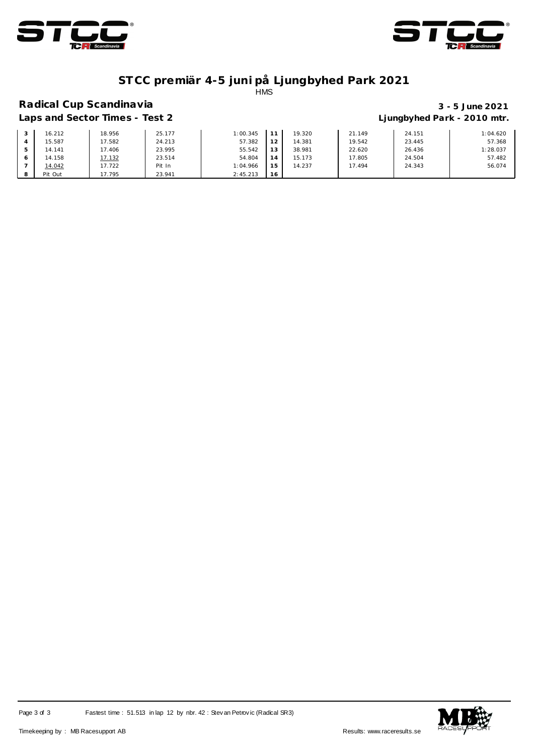# STCC premiär 4-5 juni på Ljungbyhed Park 2021

HMS

## Radical Cup Scandinavia

**3 - 5 June 2021**

### Laps and Sector Times - Test 2

**Ljungbyhed Park - 2010 mtr.**

| | | | | | | | | | |
|---|---|---|---|---|---|---|---|---|---|
| 3 | 16.212 | 18.956 | 25.177 | 1:00.345 | 11 | 19.320 | 21.149 | 24.151 | 1:04.620 |
| 4 | 15.587 | 17.582 | 24.213 | 57.382 | 12 | 14.381 | 19.542 | 23.445 | 57.368 |
| 5 | 14.141 | 17.406 | 23.995 | 55.542 | 13 | 38.981 | 22.620 | 26.436 | 1:28.037 |
| 6 | 14.158 | 17.132 | 23.514 | 54.804 | 14 | 15.173 | 17.805 | 24.504 | 57.482 |
| 7 | 14.042 | 17.722 | Pit In | 1:04.966 | 15 | 14.237 | 17.494 | 24.343 | 56.074 |
| 8 | Pit Out | 17.795 | 23.941 | 2:45.213 | 16 | | | | |

Fastest time : 51.513 in lap 12 by nbr. 42 : Stevan Petrovic (Radical SR3)

Timekeeping by : MB Racesupport AB

Results: www.raceresults.se